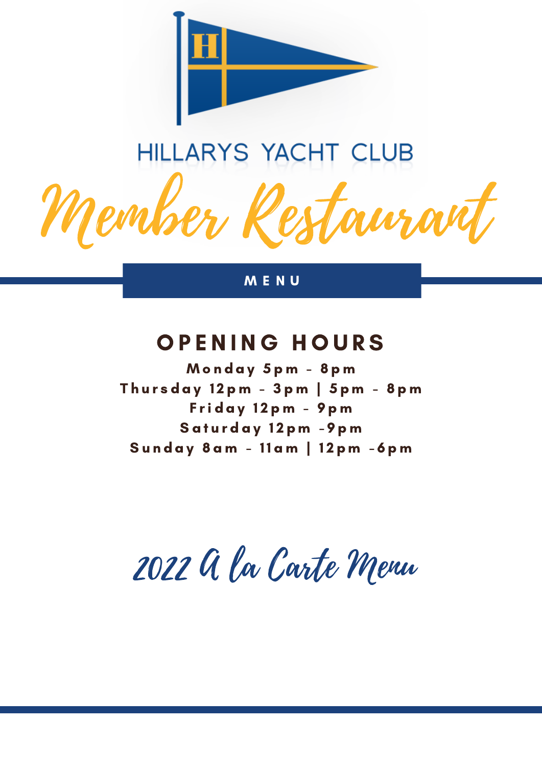# HILLARYS YACHT CLUB

# Member Restaurant

## MENU

## OPENING HOURS

**Monday 5pm - 8pm**
**Thursday 12pm - 3pm | 5pm - 8pm**
**Friday 12pm - 9pm**
**Saturday 12pm -9pm**
**Sunday 8am - 11am | 12pm -6pm**

## 2022 A la Carte Menu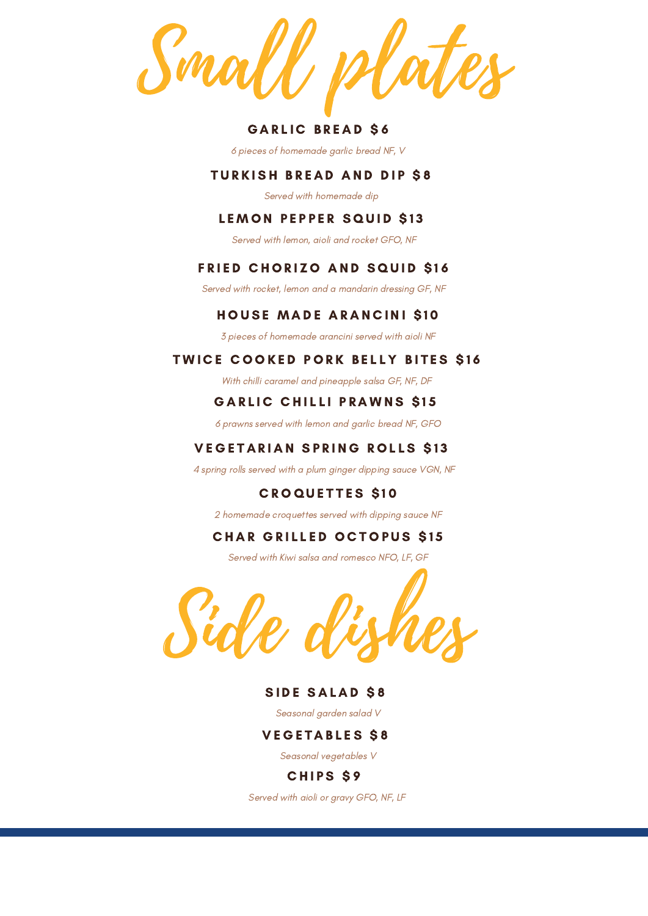# Small plates

### GARLIC BREAD $6

*6 pieces of homemade garlic bread NF, V*

### TURKISH BREAD AND DIP $8

*Served with homemade dip*

### LEMON PEPPER SQUID $13

*Served with lemon, aioli and rocket GFO, NF*

### FRIED CHORIZO AND SQUID $16

*Served with rocket, lemon and a mandarin dressing GF, NF*

### HOUSE MADE ARANCINI $10

*3 pieces of homemade arancini served with aioli NF*

### TWICE COOKED PORK BELLY BITES $16

*With chilli caramel and pineapple salsa GF, NF, DF*

### GARLIC CHILLI PRAWNS $15

*6 prawns served with lemon and garlic bread NF, GFO*

### VEGETARIAN SPRING ROLLS $13

*4 spring rolls served with a plum ginger dipping sauce VGN, NF*

### CROQUETTES $10

*2 homemade croquettes served with dipping sauce NF*

### CHAR GRILLED OCTOPUS $15

*Served with Kiwi salsa and romesco NFO, LF, GF*

# Side dishes

### SIDE SALAD $8

*Seasonal garden salad V*

### VEGETABLES $8

*Seasonal vegetables V*

### CHIPS $9

*Served with aioli or gravy GFO, NF, LF*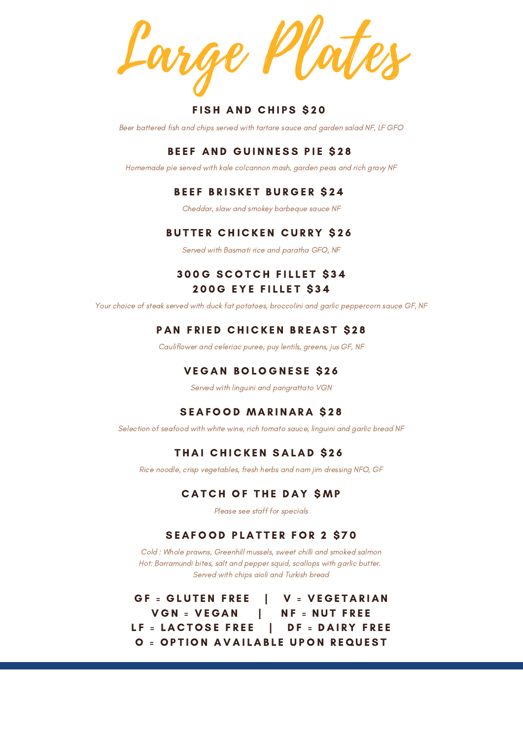# Large Plates

### FISH AND CHIPS $20

*Beer battered fish and chips served with tartare sauce and garden salad NF, LF GFO*

### BEEF AND GUINNESS PIE $28

*Homemade pie served with kale colcannon mash, garden peas and rich gravy NF*

### BEEF BRISKET BURGER $24

*Cheddar, slaw and smokey barbeque sauce NF*

### BUTTER CHICKEN CURRY $26

*Served with Basmati rice and paratha GFO, NF*

### 300G SCOTCH FILLET $34
### 200G EYE FILLET $34

*Your choice of steak served with duck fat potatoes, broccolini and garlic peppercorn sauce GF, NF*

### PAN FRIED CHICKEN BREAST $28

*Cauliflower and celeriac puree, puy lentils, greens, jus GF, NF*

### VEGAN BOLOGNESE $26

*Served with linguini and pangrattato VGN*

### SEAFOOD MARINARA $28

*Selection of seafood with white wine, rich tomato sauce, linguini and garlic bread NF*

### THAI CHICKEN SALAD $26

*Rice noodle, crisp vegetables, fresh herbs and nam jim dressing NFO, GF*

### CATCH OF THE DAY $MP

*Please see staff for specials*

### SEAFOOD PLATTER FOR 2 $70

*Cold : Whole prawns, Greenhill mussels, sweet chilli and smoked salmon*
*Hot: Barramundi bites, salt and pepper squid, scallops with garlic butter.*
*Served with chips aioli and Turkish bread*

**GF = GLUTEN FREE | V = VEGETARIAN**
**VGN = VEGAN | NF = NUT FREE**
**LF = LACTOSE FREE | DF = DAIRY FREE**
**O = OPTION AVAILABLE UPON REQUEST**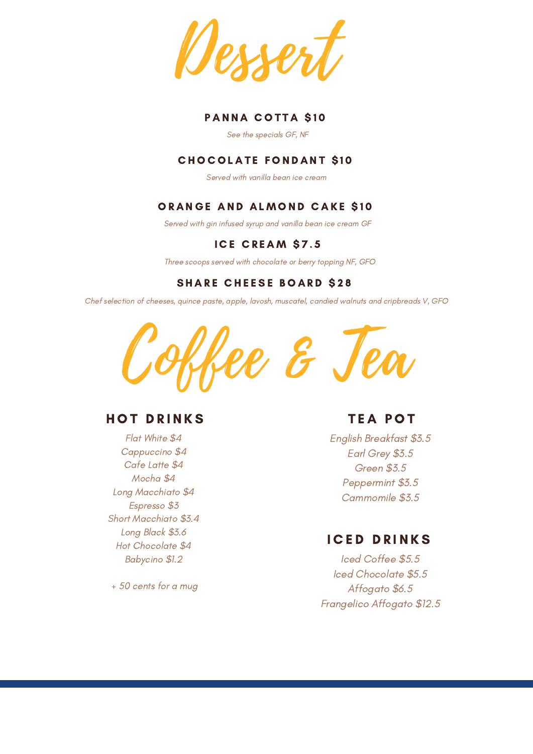# Dessert

### PANNA COTTA $10

*See the specials GF, NF*

### CHOCOLATE FONDANT $10

*Served with vanilla bean ice cream*

### ORANGE AND ALMOND CAKE $10

*Served with gin infused syrup and vanilla bean ice cream GF*

### ICE CREAM $7.5

*Three scoops served with chocolate or berry topping NF, GFO*

### SHARE CHEESE BOARD $28

*Chef selection of cheeses, quince paste, apple, lavosh, muscatel, candied walnuts and cripbreads V, GFO*

# Coffee & Tea

## HOT DRINKS

*Flat White $4*
*Cappuccino $4*
*Cafe Latte $4*
*Mocha $4*
*Long Macchiato $4*
*Espresso $3*
*Short Macchiato $3.4*
*Long Black $3.6*
*Hot Chocolate $4*
*Babycino $1.2*

*+ 50 cents for a mug*

## TEA POT

*English Breakfast $3.5*
*Earl Grey $3.5*
*Green $3.5*
*Peppermint $3.5*
*Cammomile $3.5*

## ICED DRINKS

*Iced Coffee $5.5*
*Iced Chocolate $5.5*
*Affogato $6.5*
*Frangelico Affogato $12.5*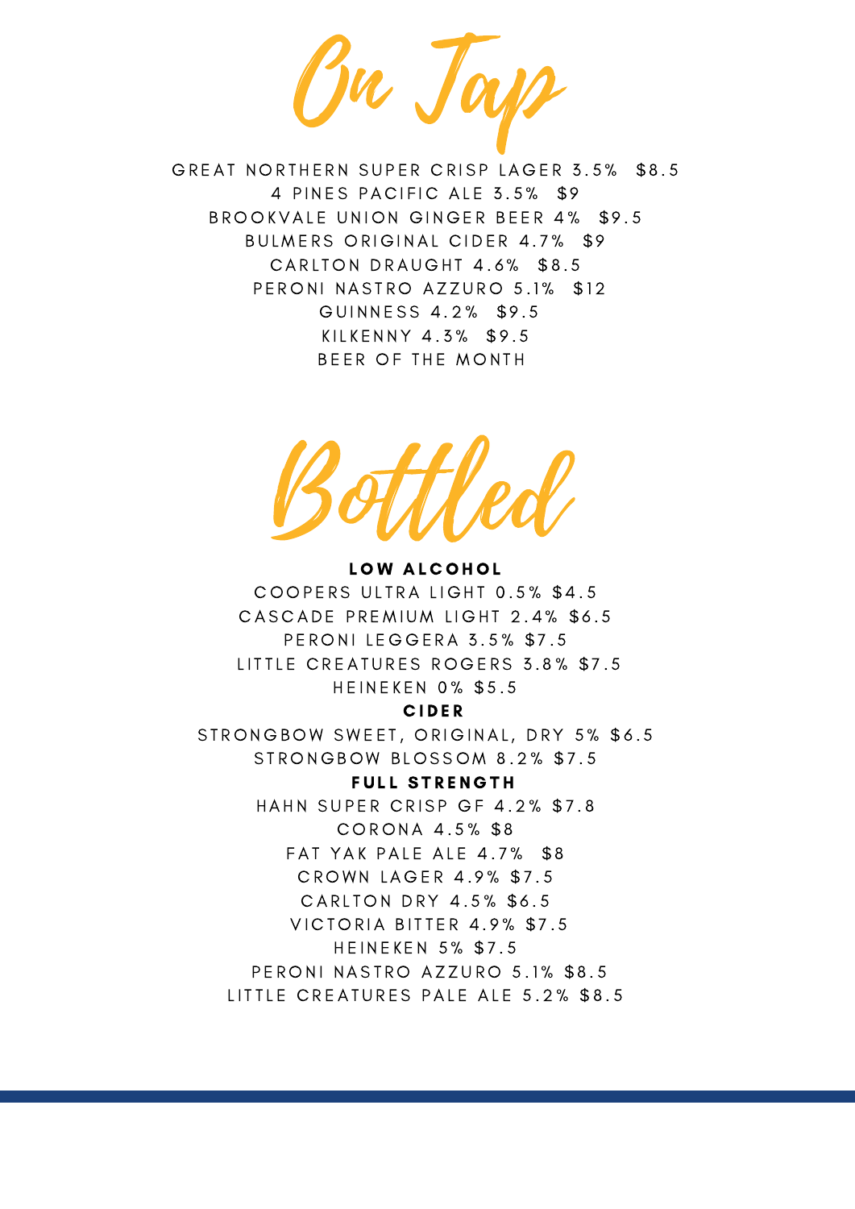# On Tap

GREAT NORTHERN SUPER CRISP LAGER 3.5% $8.5
4 PINES PACIFIC ALE 3.5% $9
BROOKVALE UNION GINGER BEER 4% $9.5
BULMERS ORIGINAL CIDER 4.7% $9
CARLTON DRAUGHT 4.6% $8.5
PERONI NASTRO AZZURO 5.1% $12
GUINNESS 4.2% $9.5
KILKENNY 4.3% $9.5
BEER OF THE MONTH

# Bottled

**LOW ALCOHOL**

COOPERS ULTRA LIGHT 0.5% $4.5
CASCADE PREMIUM LIGHT 2.4% $6.5
PERONI LEGGERA 3.5% $7.5
LITTLE CREATURES ROGERS 3.8% $7.5
HEINEKEN 0% $5.5

**CIDER**

STRONGBOW SWEET, ORIGINAL, DRY 5% $6.5
STRONGBOW BLOSSOM 8.2% $7.5

**FULL STRENGTH**

HAHN SUPER CRISP GF 4.2% $7.8
CORONA 4.5% $8
FAT YAK PALE ALE 4.7% $8
CROWN LAGER 4.9% $7.5
CARLTON DRY 4.5% $6.5
VICTORIA BITTER 4.9% $7.5
HEINEKEN 5% $7.5
PERONI NASTRO AZZURO 5.1% $8.5
LITTLE CREATURES PALE ALE 5.2% $8.5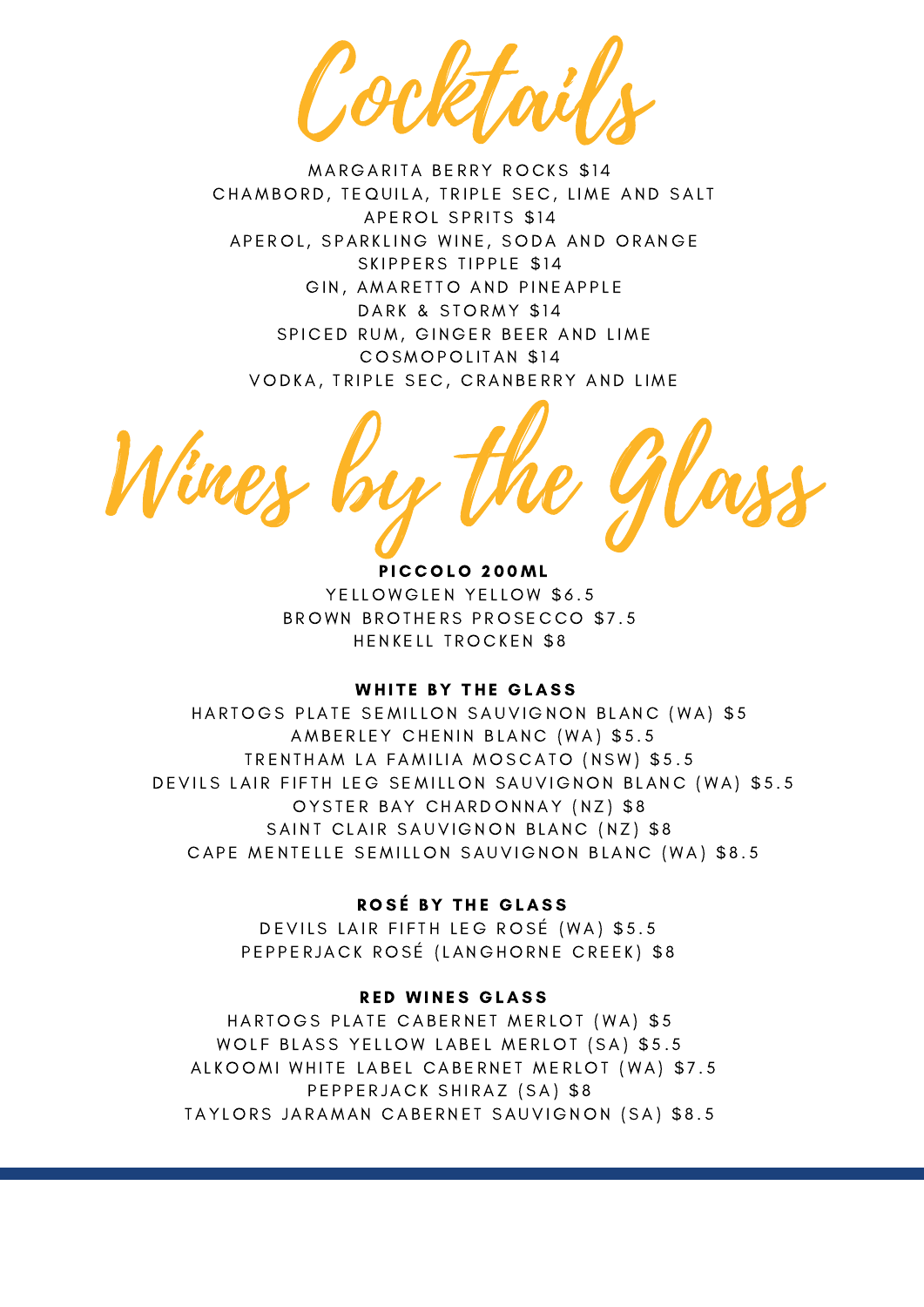# Cocktails

MARGARITA BERRY ROCKS $14
CHAMBORD, TEQUILA, TRIPLE SEC, LIME AND SALT

APEROL SPRITS $14
APEROL, SPARKLING WINE, SODA AND ORANGE

SKIPPERS TIPPLE $14
GIN, AMARETTO AND PINEAPPLE

DARK & STORMY $14
SPICED RUM, GINGER BEER AND LIME

COSMOPOLITAN $14
VODKA, TRIPLE SEC, CRANBERRY AND LIME

# Wines by the Glass

### PICCOLO 200ML

YELLOWGLEN YELLOW $6.5
BROWN BROTHERS PROSECCO $7.5
HENKELL TROCKEN $8

### WHITE BY THE GLASS

HARTOGS PLATE SEMILLON SAUVIGNON BLANC (WA) $5
AMBERLEY CHENIN BLANC (WA) $5.5
TRENTHAM LA FAMILIA MOSCATO (NSW) $5.5
DEVILS LAIR FIFTH LEG SEMILLON SAUVIGNON BLANC (WA) $5.5
OYSTER BAY CHARDONNAY (NZ) $8
SAINT CLAIR SAUVIGNON BLANC (NZ) $8
CAPE MENTELLE SEMILLON SAUVIGNON BLANC (WA) $8.5

### ROSÉ BY THE GLASS

DEVILS LAIR FIFTH LEG ROSÉ (WA) $5.5
PEPPERJACK ROSÉ (LANGHORNE CREEK) $8

### RED WINES GLASS

HARTOGS PLATE CABERNET MERLOT (WA) $5
WOLF BLASS YELLOW LABEL MERLOT (SA) $5.5
ALKOOMI WHITE LABEL CABERNET MERLOT (WA) $7.5
PEPPERJACK SHIRAZ (SA) $8
TAYLORS JARAMAN CABERNET SAUVIGNON (SA) $8.5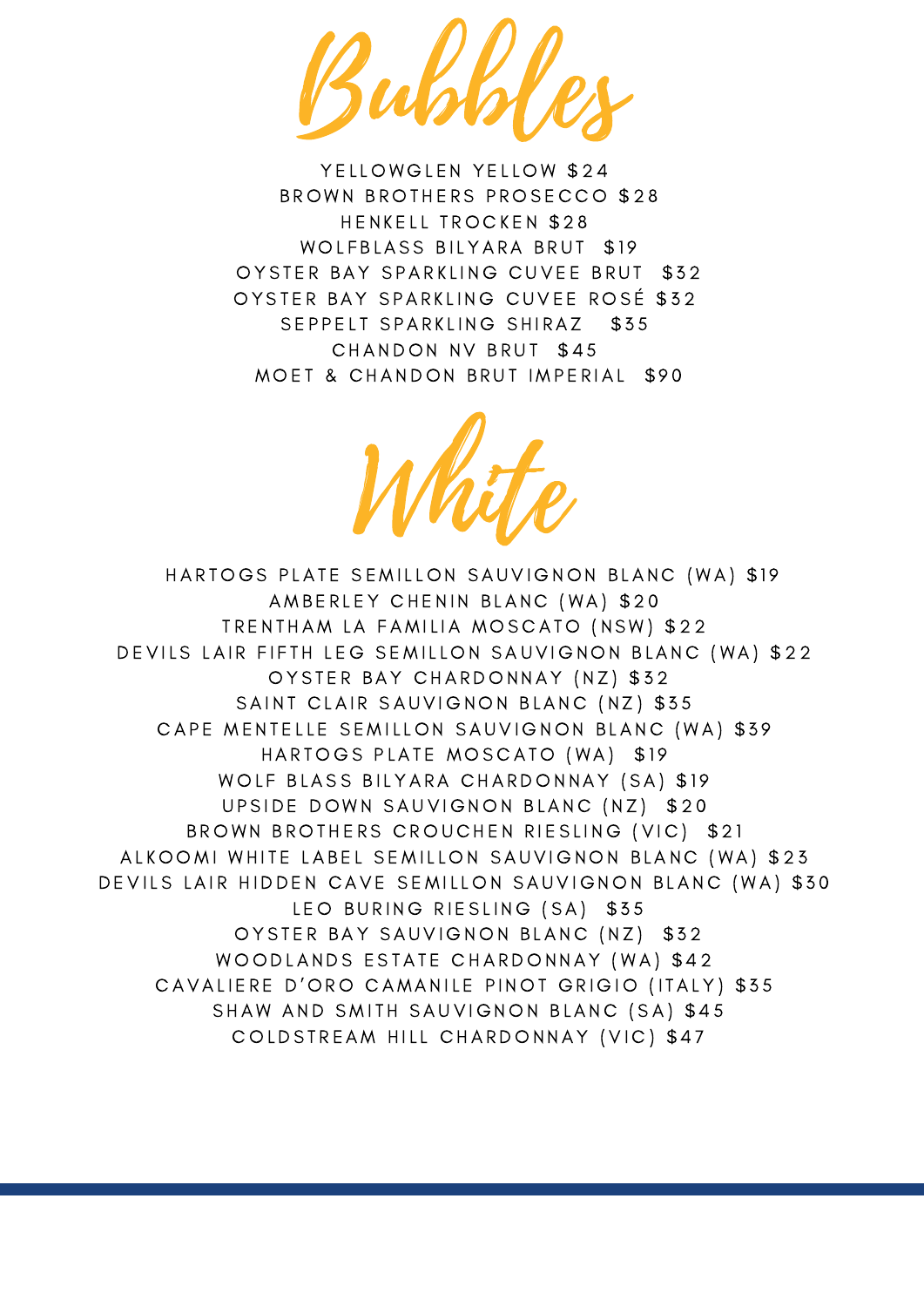# Bubbles

YELLOWGLEN YELLOW $24
BROWN BROTHERS PROSECCO $28
HENKELL TROCKEN $28
WOLFBLASS BILYARA BRUT $19
OYSTER BAY SPARKLING CUVEE BRUT $32
OYSTER BAY SPARKLING CUVEE ROSÉ $32
SEPPELT SPARKLING SHIRAZ $35
CHANDON NV BRUT $45
MOET & CHANDON BRUT IMPERIAL $90

# White

HARTOGS PLATE SEMILLON SAUVIGNON BLANC (WA) $19
AMBERLEY CHENIN BLANC (WA) $20
TRENTHAM LA FAMILIA MOSCATO (NSW) $22
DEVILS LAIR FIFTH LEG SEMILLON SAUVIGNON BLANC (WA) $22
OYSTER BAY CHARDONNAY (NZ) $32
SAINT CLAIR SAUVIGNON BLANC (NZ) $35
CAPE MENTELLE SEMILLON SAUVIGNON BLANC (WA) $39
HARTOGS PLATE MOSCATO (WA) $19
WOLF BLASS BILYARA CHARDONNAY (SA) $19
UPSIDE DOWN SAUVIGNON BLANC (NZ) $20
BROWN BROTHERS CROUCHEN RIESLING (VIC) $21
ALKOOMI WHITE LABEL SEMILLON SAUVIGNON BLANC (WA) $23
DEVILS LAIR HIDDEN CAVE SEMILLON SAUVIGNON BLANC (WA) $30
LEO BURING RIESLING (SA) $35
OYSTER BAY SAUVIGNON BLANC (NZ) $32
WOODLANDS ESTATE CHARDONNAY (WA) $42
CAVALIERE D'ORO CAMANILE PINOT GRIGIO (ITALY) $35
SHAW AND SMITH SAUVIGNON BLANC (SA) $45
COLDSTREAM HILL CHARDONNAY (VIC) $47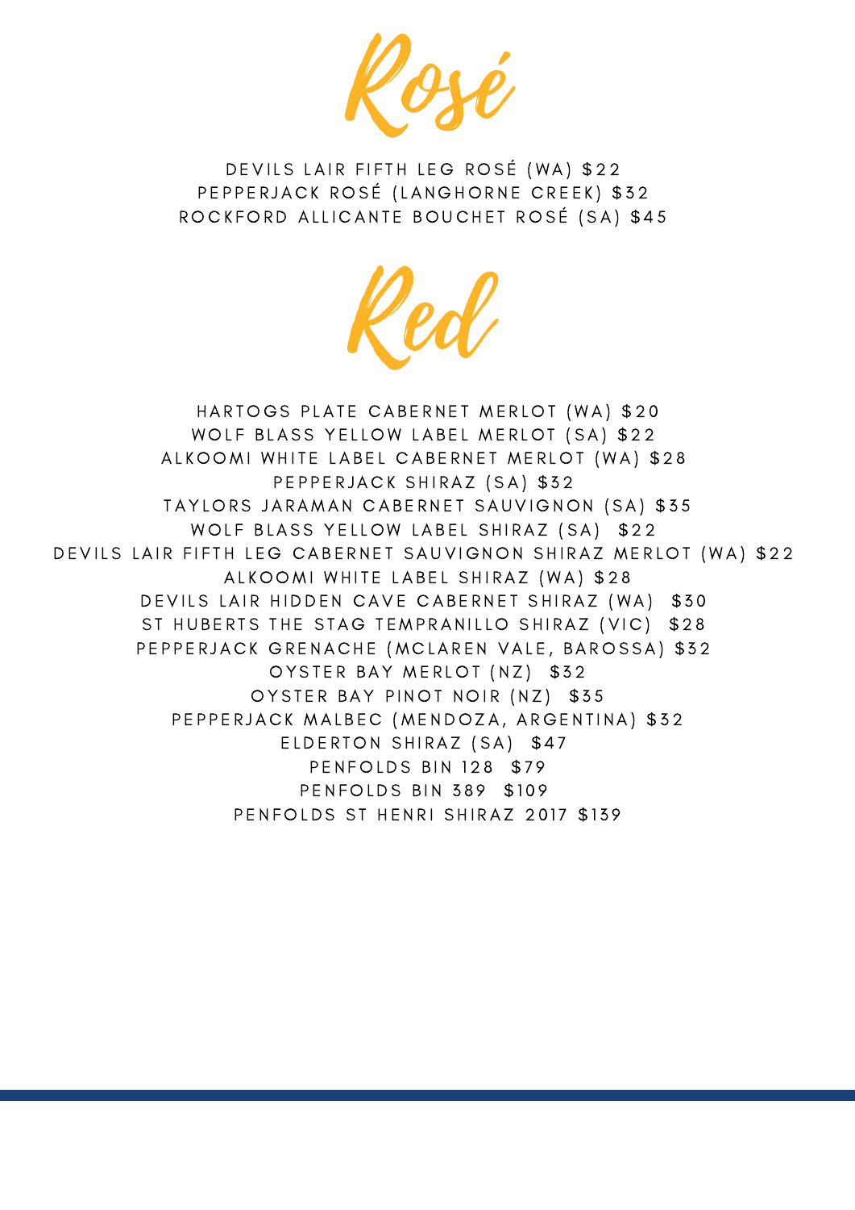# Rosé

DEVILS LAIR FIFTH LEG ROSÉ (WA) $22
PEPPERJACK ROSÉ (LANGHORNE CREEK) $32
ROCKFORD ALLICANTE BOUCHET ROSÉ (SA) $45

# Red

HARTOGS PLATE CABERNET MERLOT (WA) $20
WOLF BLASS YELLOW LABEL MERLOT (SA) $22
ALKOOMI WHITE LABEL CABERNET MERLOT (WA) $28
PEPPERJACK SHIRAZ (SA) $32
TAYLORS JARAMAN CABERNET SAUVIGNON (SA) $35
WOLF BLASS YELLOW LABEL SHIRAZ (SA) $22
DEVILS LAIR FIFTH LEG CABERNET SAUVIGNON SHIRAZ MERLOT (WA) $22
ALKOOMI WHITE LABEL SHIRAZ (WA) $28
DEVILS LAIR HIDDEN CAVE CABERNET SHIRAZ (WA) $30
ST HUBERTS THE STAG TEMPRANILLO SHIRAZ (VIC) $28
PEPPERJACK GRENACHE (MCLAREN VALE, BAROSSA) $32
OYSTER BAY MERLOT (NZ) $32
OYSTER BAY PINOT NOIR (NZ) $35
PEPPERJACK MALBEC (MENDOZA, ARGENTINA) $32
ELDERTON SHIRAZ (SA) $47
PENFOLDS BIN 128 $79
PENFOLDS BIN 389 $109
PENFOLDS ST HENRI SHIRAZ 2017 $139